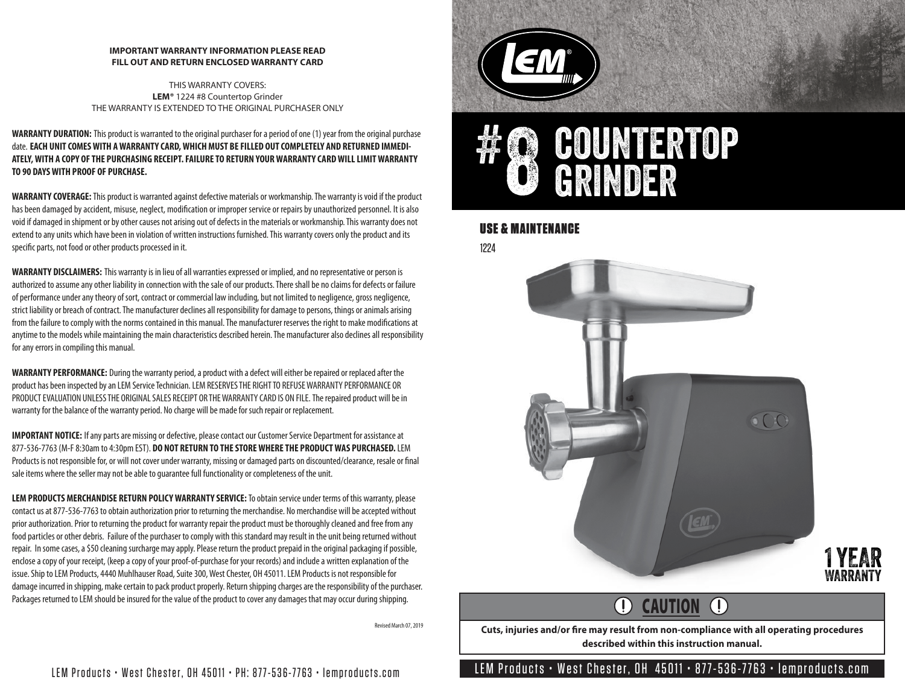**IMPORTANT WARRANTY INFORMATION PLEASE READ**
**FILL OUT AND RETURN ENCLOSED WARRANTY CARD**

THIS WARRANTY COVERS:
**LEM**® 1224 #8 Countertop Grinder
THE WARRANTY IS EXTENDED TO THE ORIGINAL PURCHASER ONLY

**WARRANTY DURATION:** This product is warranted to the original purchaser for a period of one (1) year from the original purchase date. **EACH UNIT COMES WITH A WARRANTY CARD, WHICH MUST BE FILLED OUT COMPLETELY AND RETURNED IMMEDIATELY, WITH A COPY OF THE PURCHASING RECEIPT. FAILURE TO RETURN YOUR WARRANTY CARD WILL LIMIT WARRANTY TO 90 DAYS WITH PROOF OF PURCHASE.**

**WARRANTY COVERAGE:** This product is warranted against defective materials or workmanship. The warranty is void if the product has been damaged by accident, misuse, neglect, modification or improper service or repairs by unauthorized personnel. It is also void if damaged in shipment or by other causes not arising out of defects in the materials or workmanship. This warranty does not extend to any units which have been in violation of written instructions furnished. This warranty covers only the product and its specific parts, not food or other products processed in it.

**WARRANTY DISCLAIMERS:** This warranty is in lieu of all warranties expressed or implied, and no representative or person is authorized to assume any other liability in connection with the sale of our products. There shall be no claims for defects or failure of performance under any theory of sort, contract or commercial law including, but not limited to negligence, gross negligence, strict liability or breach of contract. The manufacturer declines all responsibility for damage to persons, things or animals arising from the failure to comply with the norms contained in this manual. The manufacturer reserves the right to make modifications at anytime to the models while maintaining the main characteristics described herein. The manufacturer also declines all responsibility for any errors in compiling this manual.

**WARRANTY PERFORMANCE:** During the warranty period, a product with a defect will either be repaired or replaced after the product has been inspected by an LEM Service Technician. LEM RESERVES THE RIGHT TO REFUSE WARRANTY PERFORMANCE OR PRODUCT EVALUATION UNLESS THE ORIGINAL SALES RECEIPT OR THE WARRANTY CARD IS ON FILE. The repaired product will be in warranty for the balance of the warranty period. No charge will be made for such repair or replacement.

**IMPORTANT NOTICE:** If any parts are missing or defective, please contact our Customer Service Department for assistance at 877-536-7763 (M-F 8:30am to 4:30pm EST). **DO NOT RETURN TO THE STORE WHERE THE PRODUCT WAS PURCHASED.** LEM Products is not responsible for, or will not cover under warranty, missing or damaged parts on discounted/clearance, resale or final sale items where the seller may not be able to guarantee full functionality or completeness of the unit.

**LEM PRODUCTS MERCHANDISE RETURN POLICY WARRANTY SERVICE:** To obtain service under terms of this warranty, please contact us at 877-536-7763 to obtain authorization prior to returning the merchandise. No merchandise will be accepted without prior authorization. Prior to returning the product for warranty repair the product must be thoroughly cleaned and free from any food particles or other debris. Failure of the purchaser to comply with this standard may result in the unit being returned without repair. In some cases, a $50 cleaning surcharge may apply. Please return the product prepaid in the original packaging if possible, enclose a copy of your receipt, (keep a copy of your proof-of-purchase for your records) and include a written explanation of the issue. Ship to LEM Products, 4440 Muhlhauser Road, Suite 300, West Chester, OH 45011. LEM Products is not responsible for damage incurred in shipping, make certain to pack product properly. Return shipping charges are the responsibility of the purchaser. Packages returned to LEM should be insured for the value of the product to cover any damages that may occur during shipping.

Revised March 07, 2019

LEM Products • West Chester, OH 45011 • PH: 877-536-7763 • lemproducts.com

LEM®

# #8 COUNTERTOP GRINDER

## USE & MAINTENANCE

1224

1 YEAR WARRANTY

**CAUTION**

**Cuts, injuries and/or fire may result from non-compliance with all operating procedures described within this instruction manual.**

LEM Products • West Chester, OH 45011 • 877-536-7763 • lemproducts.com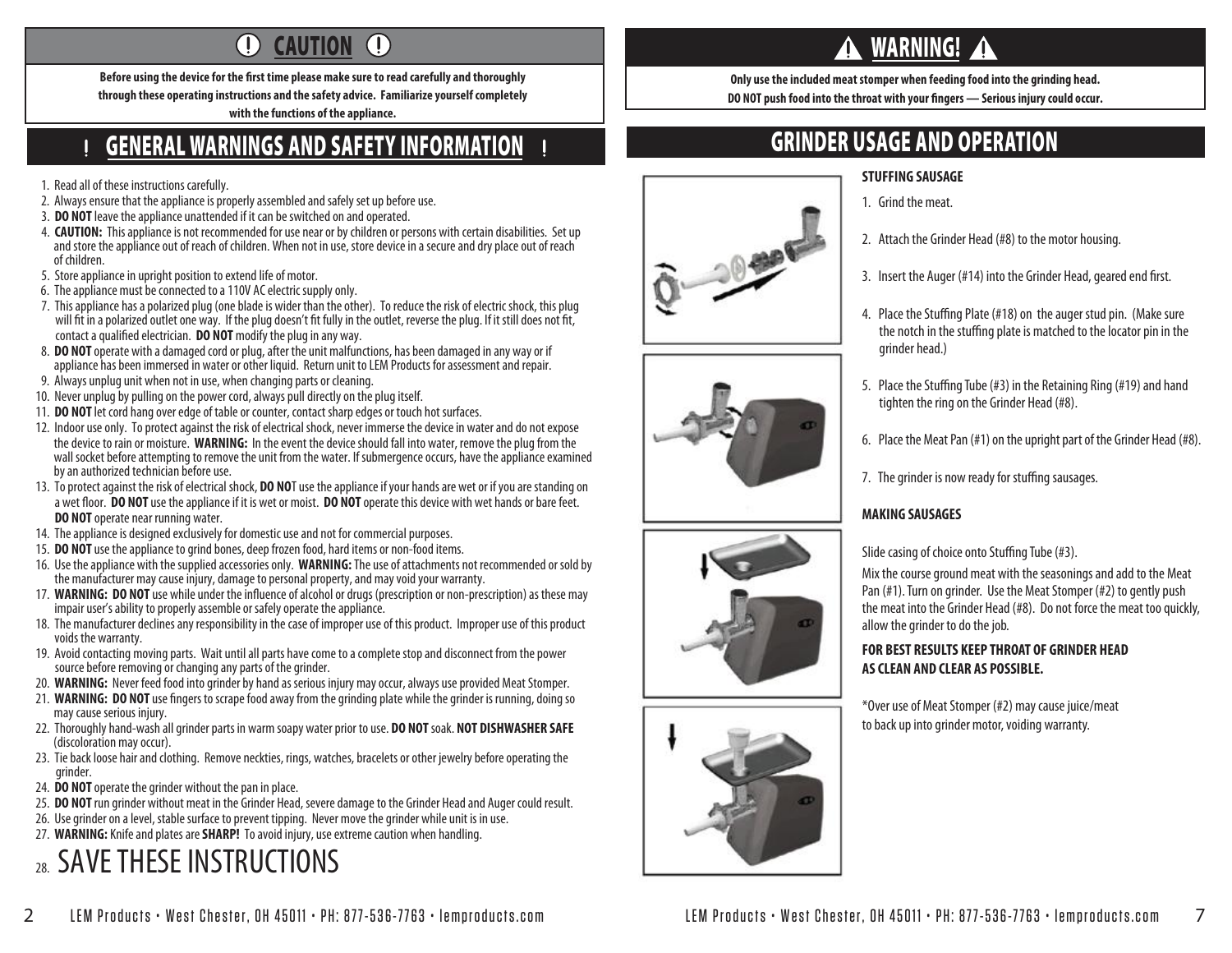# CAUTION

**Before using the device for the first time please make sure to read carefully and thoroughly through these operating instructions and the safety advice. Familiarize yourself completely with the functions of the appliance.**

## GENERAL WARNINGS AND SAFETY INFORMATION

1. Read all of these instructions carefully.
2. Always ensure that the appliance is properly assembled and safely set up before use.
3. **DO NOT** leave the appliance unattended if it can be switched on and operated.
4. **CAUTION:** This appliance is not recommended for use near or by children or persons with certain disabilities. Set up and store the appliance out of reach of children. When not in use, store device in a secure and dry place out of reach of children.
5. Store appliance in upright position to extend life of motor.
6. The appliance must be connected to a 110V AC electric supply only.
7. This appliance has a polarized plug (one blade is wider than the other). To reduce the risk of electric shock, this plug will fit in a polarized outlet one way. If the plug doesn't fit fully in the outlet, reverse the plug. If it still does not fit, contact a qualified electrician. **DO NOT** modify the plug in any way.
8. **DO NOT** operate with a damaged cord or plug, after the unit malfunctions, has been damaged in any way or if appliance has been immersed in water or other liquid. Return unit to LEM Products for assessment and repair.
9. Always unplug unit when not in use, when changing parts or cleaning.
10. Never unplug by pulling on the power cord, always pull directly on the plug itself.
11. **DO NOT** let cord hang over edge of table or counter, contact sharp edges or touch hot surfaces.
12. Indoor use only. To protect against the risk of electrical shock, never immerse the device in water and do not expose the device to rain or moisture. **WARNING:** In the event the device should fall into water, remove the plug from the wall socket before attempting to remove the unit from the water. If submergence occurs, have the appliance examined by an authorized technician before use.
13. To protect against the risk of electrical shock, **DO NO**T use the appliance if your hands are wet or if you are standing on a wet floor. **DO NOT** use the appliance if it is wet or moist. **DO NOT** operate this device with wet hands or bare feet. **DO NOT** operate near running water.
14. The appliance is designed exclusively for domestic use and not for commercial purposes.
15. **DO NOT** use the appliance to grind bones, deep frozen food, hard items or non-food items.
16. Use the appliance with the supplied accessories only. **WARNING:** The use of attachments not recommended or sold by the manufacturer may cause injury, damage to personal property, and may void your warranty.
17. **WARNING: DO NOT** use while under the influence of alcohol or drugs (prescription or non-prescription) as these may impair user's ability to properly assemble or safely operate the appliance.
18. The manufacturer declines any responsibility in the case of improper use of this product. Improper use of this product voids the warranty.
19. Avoid contacting moving parts. Wait until all parts have come to a complete stop and disconnect from the power source before removing or changing any parts of the grinder.
20. **WARNING:** Never feed food into grinder by hand as serious injury may occur, always use provided Meat Stomper.
21. **WARNING: DO NOT** use fingers to scrape food away from the grinding plate while the grinder is running, doing so may cause serious injury.
22. Thoroughly hand-wash all grinder parts in warm soapy water prior to use. **DO NOT** soak. **NOT DISHWASHER SAFE** (discoloration may occur).
23. Tie back loose hair and clothing. Remove neckties, rings, watches, bracelets or other jewelry before operating the grinder.
24. **DO NOT** operate the grinder without the pan in place.
25. **DO NOT** run grinder without meat in the Grinder Head, severe damage to the Grinder Head and Auger could result.
26. Use grinder on a level, stable surface to prevent tipping. Never move the grinder while unit is in use.
27. **WARNING:** Knife and plates are **SHARP!** To avoid injury, use extreme caution when handling.
28. SAVE THESE INSTRUCTIONS

# WARNING!

**Only use the included meat stomper when feeding food into the grinding head.**
**DO NOT push food into the throat with your fingers — Serious injury could occur.**

## GRINDER USAGE AND OPERATION

### STUFFING SAUSAGE

1. Grind the meat.
2. Attach the Grinder Head (#8) to the motor housing.
3. Insert the Auger (#14) into the Grinder Head, geared end first.
4. Place the Stuffing Plate (#18) on the auger stud pin. (Make sure the notch in the stuffing plate is matched to the locator pin in the grinder head.)
5. Place the Stuffing Tube (#3) in the Retaining Ring (#19) and hand tighten the ring on the Grinder Head (#8).
6. Place the Meat Pan (#1) on the upright part of the Grinder Head (#8).
7. The grinder is now ready for stuffing sausages.

### MAKING SAUSAGES

Slide casing of choice onto Stuffing Tube (#3).

Mix the course ground meat with the seasonings and add to the Meat Pan (#1). Turn on grinder. Use the Meat Stomper (#2) to gently push the meat into the Grinder Head (#8). Do not force the meat too quickly, allow the grinder to do the job.

**FOR BEST RESULTS KEEP THROAT OF GRINDER HEAD AS CLEAN AND CLEAR AS POSSIBLE.**

*Over use of Meat Stomper (#2) may cause juice/meat to back up into grinder motor, voiding warranty.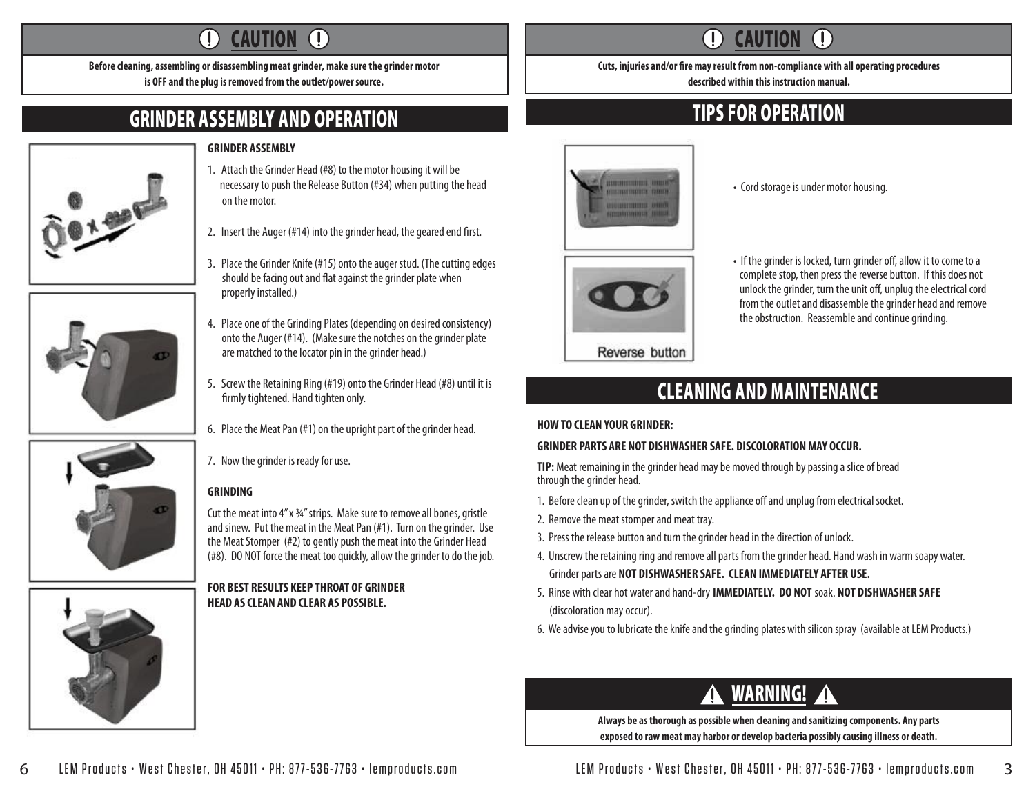# ⓘ CAUTION ⓘ

**Before cleaning, assembling or disassembling meat grinder, make sure the grinder motor is OFF and the plug is removed from the outlet/power source.**

## GRINDER ASSEMBLY AND OPERATION

### GRINDER ASSEMBLY

1. Attach the Grinder Head (#8) to the motor housing it will be necessary to push the Release Button (#34) when putting the head on the motor.
2. Insert the Auger (#14) into the grinder head, the geared end first.
3. Place the Grinder Knife (#15) onto the auger stud. (The cutting edges should be facing out and flat against the grinder plate when properly installed.)
4. Place one of the Grinding Plates (depending on desired consistency) onto the Auger (#14). (Make sure the notches on the grinder plate are matched to the locator pin in the grinder head.)
5. Screw the Retaining Ring (#19) onto the Grinder Head (#8) until it is firmly tightened. Hand tighten only.
6. Place the Meat Pan (#1) on the upright part of the grinder head.
7. Now the grinder is ready for use.

### GRINDING

Cut the meat into 4" x ¾" strips. Make sure to remove all bones, gristle and sinew. Put the meat in the Meat Pan (#1). Turn on the grinder. Use the Meat Stomper (#2) to gently push the meat into the Grinder Head (#8). DO NOT force the meat too quickly, allow the grinder to do the job.

**FOR BEST RESULTS KEEP THROAT OF GRINDER HEAD AS CLEAN AND CLEAR AS POSSIBLE.**

# ⓘ CAUTION ⓘ

**Cuts, injuries and/or fire may result from non-compliance with all operating procedures described within this instruction manual.**

## TIPS FOR OPERATION

Reverse button

- Cord storage is under motor housing.
- If the grinder is locked, turn grinder off, allow it to come to a complete stop, then press the reverse button. If this does not unlock the grinder, turn the unit off, unplug the electrical cord from the outlet and disassemble the grinder head and remove the obstruction. Reassemble and continue grinding.

## CLEANING AND MAINTENANCE

**HOW TO CLEAN YOUR GRINDER:**

**GRINDER PARTS ARE NOT DISHWASHER SAFE. DISCOLORATION MAY OCCUR.**

**TIP:** Meat remaining in the grinder head may be moved through by passing a slice of bread through the grinder head.

1. Before clean up of the grinder, switch the appliance off and unplug from electrical socket.
2. Remove the meat stomper and meat tray.
3. Press the release button and turn the grinder head in the direction of unlock.
4. Unscrew the retaining ring and remove all parts from the grinder head. Hand wash in warm soapy water. Grinder parts are **NOT DISHWASHER SAFE. CLEAN IMMEDIATELY AFTER USE.**
5. Rinse with clear hot water and hand-dry **IMMEDIATELY. DO NOT** soak. **NOT DISHWASHER SAFE** (discoloration may occur).
6. We advise you to lubricate the knife and the grinding plates with silicon spray (available at LEM Products.)

# ⚠ WARNING! ⚠

**Always be as thorough as possible when cleaning and sanitizing components. Any parts exposed to raw meat may harbor or develop bacteria possibly causing illness or death.**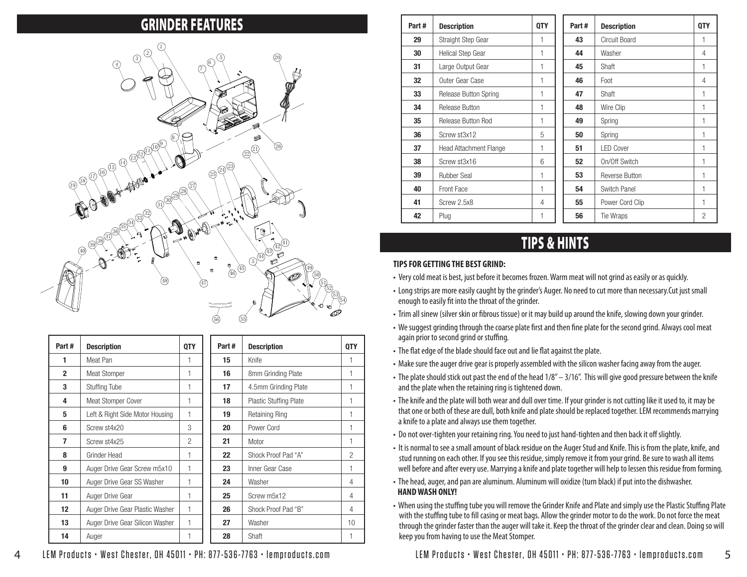# GRINDER FEATURES

| Part # | Description | QTY |
|---|---|---|
| 1 | Meat Pan | 1 |
| 2 | Meat Stomper | 1 |
| 3 | Stuffing Tube | 1 |
| 4 | Meat Stomper Cover | 1 |
| 5 | Left & Right Side Motor Housing | 1 |
| 6 | Screw st4x20 | 3 |
| 7 | Screw st4x25 | 2 |
| 8 | Grinder Head | 1 |
| 9 | Auger Drive Gear Screw m5x10 | 1 |
| 10 | Auger Drive Gear SS Washer | 1 |
| 11 | Auger Drive Gear | 1 |
| 12 | Auger Drive Gear Plastic Washer | 1 |
| 13 | Auger Drive Gear Silicon Washer | 1 |
| 14 | Auger | 1 |
| 15 | Knife | 1 |
| 16 | 8mm Grinding Plate | 1 |
| 17 | 4.5mm Grinding Plate | 1 |
| 18 | Plastic Stuffing Plate | 1 |
| 19 | Retaining Ring | 1 |
| 20 | Power Cord | 1 |
| 21 | Motor | 1 |
| 22 | Shock Proof Pad "A" | 2 |
| 23 | Inner Gear Case | 1 |
| 24 | Washer | 4 |
| 25 | Screw m5x12 | 4 |
| 26 | Shock Proof Pad "B" | 4 |
| 27 | Washer | 10 |
| 28 | Shaft | 1 |
| 29 | Straight Step Gear | 1 |
| 30 | Helical Step Gear | 1 |
| 31 | Large Output Gear | 1 |
| 32 | Outer Gear Case | 1 |
| 33 | Release Button Spring | 1 |
| 34 | Release Button | 1 |
| 35 | Release Button Rod | 1 |
| 36 | Screw st3x12 | 5 |
| 37 | Head Attachment Flange | 1 |
| 38 | Screw st3x16 | 6 |
| 39 | Rubber Seal | 1 |
| 40 | Front Face | 1 |
| 41 | Screw 2.5x8 | 4 |
| 42 | Plug | 1 |
| 43 | Circuit Board | 1 |
| 44 | Washer | 4 |
| 45 | Shaft | 1 |
| 46 | Foot | 4 |
| 47 | Shaft | 1 |
| 48 | Wire Clip | 1 |
| 49 | Spring | 1 |
| 50 | Spring | 1 |
| 51 | LED Cover | 1 |
| 52 | On/Off Switch | 1 |
| 53 | Reverse Button | 1 |
| 54 | Switch Panel | 1 |
| 55 | Power Cord Clip | 1 |
| 56 | Tie Wraps | 2 |

# TIPS & HINTS

**TIPS FOR GETTING THE BEST GRIND:**

- Very cold meat is best, just before it becomes frozen. Warm meat will not grind as easily or as quickly.
- Long strips are more easily caught by the grinder's Auger. No need to cut more than necessary.Cut just small enough to easily fit into the throat of the grinder.
- Trim all sinew (silver skin or fibrous tissue) or it may build up around the knife, slowing down your grinder.
- We suggest grinding through the coarse plate first and then fine plate for the second grind. Always cool meat again prior to second grind or stuffing.
- The flat edge of the blade should face out and lie flat against the plate.
- Make sure the auger drive gear is properly assembled with the silicon washer facing away from the auger.
- The plate should stick out past the end of the head 1/8" – 3/16". This will give good pressure between the knife and the plate when the retaining ring is tightened down.
- The knife and the plate will both wear and dull over time. If your grinder is not cutting like it used to, it may be that one or both of these are dull, both knife and plate should be replaced together. LEM recommends marrying a knife to a plate and always use them together.
- Do not over-tighten your retaining ring. You need to just hand-tighten and then back it off slightly.
- It is normal to see a small amount of black residue on the Auger Stud and Knife. This is from the plate, knife, and stud running on each other. If you see this residue, simply remove it from your grind. Be sure to wash all items well before and after every use. Marrying a knife and plate together will help to lessen this residue from forming.
- The head, auger, and pan are aluminum. Aluminum will oxidize (turn black) if put into the dishwasher. **HAND WASH ONLY!**
- When using the stuffing tube you will remove the Grinder Knife and Plate and simply use the Plastic Stuffing Plate with the stuffing tube to fill casing or meat bags. Allow the grinder motor to do the work. Do not force the meat through the grinder faster than the auger will take it. Keep the throat of the grinder clear and clean. Doing so will keep you from having to use the Meat Stomper.